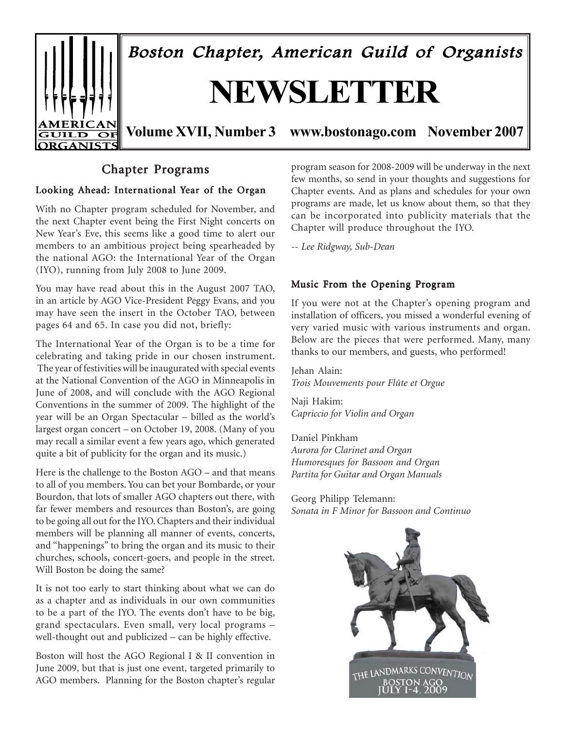# Boston Chapter, American Guild of Organists

# NEWSLETTER

**Volume XVII, Number 3 www.bostonago.com November 2007**

## Chapter Programs

### Looking Ahead: International Year of the Organ

With no Chapter program scheduled for November, and the next Chapter event being the First Night concerts on New Year's Eve, this seems like a good time to alert our members to an ambitious project being spearheaded by the national AGO: the International Year of the Organ (IYO), running from July 2008 to June 2009.

You may have read about this in the August 2007 TAO, in an article by AGO Vice-President Peggy Evans, and you may have seen the insert in the October TAO, between pages 64 and 65. In case you did not, briefly:

The International Year of the Organ is to be a time for celebrating and taking pride in our chosen instrument. The year of festivities will be inaugurated with special events at the National Convention of the AGO in Minneapolis in June of 2008, and will conclude with the AGO Regional Conventions in the summer of 2009. The highlight of the year will be an Organ Spectacular – billed as the world's largest organ concert – on October 19, 2008. (Many of you may recall a similar event a few years ago, which generated quite a bit of publicity for the organ and its music.)

Here is the challenge to the Boston AGO – and that means to all of you members. You can bet your Bombarde, or your Bourdon, that lots of smaller AGO chapters out there, with far fewer members and resources than Boston's, are going to be going all out for the IYO. Chapters and their individual members will be planning all manner of events, concerts, and "happenings" to bring the organ and its music to their churches, schools, concert-goers, and people in the street. Will Boston be doing the same?

It is not too early to start thinking about what we can do as a chapter and as individuals in our own communities to be a part of the IYO. The events don't have to be big, grand spectaculars. Even small, very local programs – well-thought out and publicized – can be highly effective.

Boston will host the AGO Regional I & II convention in June 2009, but that is just one event, targeted primarily to AGO members. Planning for the Boston chapter's regular program season for 2008-2009 will be underway in the next few months, so send in your thoughts and suggestions for Chapter events. And as plans and schedules for your own programs are made, let us know about them, so that they can be incorporated into publicity materials that the Chapter will produce throughout the IYO.

*-- Lee Ridgway, Sub-Dean*

### Music From the Opening Program

If you were not at the Chapter's opening program and installation of officers, you missed a wonderful evening of very varied music with various instruments and organ. Below are the pieces that were performed. Many, many thanks to our members, and guests, who performed!

Jehan Alain:
*Trois Mouvements pour Flûte et Orgue*

Naji Hakim:
*Capriccio for Violin and Organ*

Daniel Pinkham
*Aurora for Clarinet and Organ*
*Humoresques for Bassoon and Organ*
*Partita for Guitar and Organ Manuals*

Georg Philipp Telemann:
*Sonata in F Minor for Bassoon and Continuo*

THE LANDMARKS CONVENTION
BOSTON AGO
JULY 1-4, 2009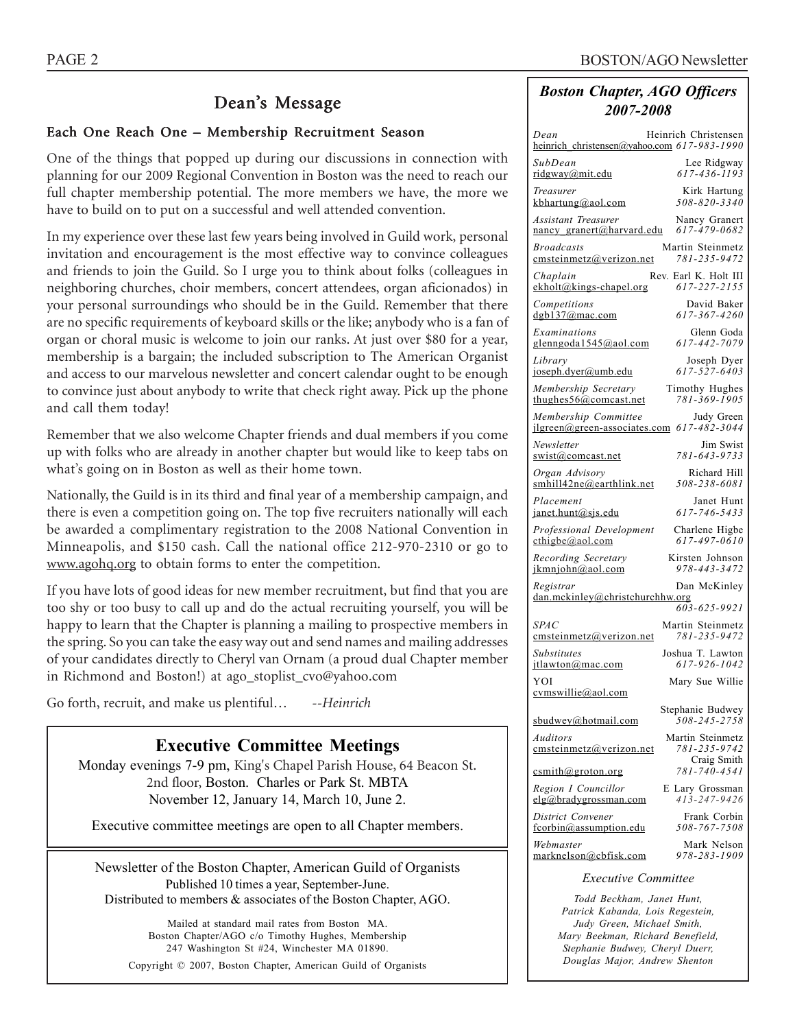## Dean's Message

### Each One Reach One – Membership Recruitment Season

One of the things that popped up during our discussions in connection with planning for our 2009 Regional Convention in Boston was the need to reach our full chapter membership potential. The more members we have, the more we have to build on to put on a successful and well attended convention.

In my experience over these last few years being involved in Guild work, personal invitation and encouragement is the most effective way to convince colleagues and friends to join the Guild. So I urge you to think about folks (colleagues in neighboring churches, choir members, concert attendees, organ aficionados) in your personal surroundings who should be in the Guild. Remember that there are no specific requirements of keyboard skills or the like; anybody who is a fan of organ or choral music is welcome to join our ranks. At just over $80 for a year, membership is a bargain; the included subscription to The American Organist and access to our marvelous newsletter and concert calendar ought to be enough to convince just about anybody to write that check right away. Pick up the phone and call them today!

Remember that we also welcome Chapter friends and dual members if you come up with folks who are already in another chapter but would like to keep tabs on what's going on in Boston as well as their home town.

Nationally, the Guild is in its third and final year of a membership campaign, and there is even a competition going on. The top five recruiters nationally will each be awarded a complimentary registration to the 2008 National Convention in Minneapolis, and $150 cash. Call the national office 212-970-2310 or go to www.agohq.org to obtain forms to enter the competition.

If you have lots of good ideas for new member recruitment, but find that you are too shy or too busy to call up and do the actual recruiting yourself, you will be happy to learn that the Chapter is planning a mailing to prospective members in the spring. So you can take the easy way out and send names and mailing addresses of your candidates directly to Cheryl van Ornam (a proud dual Chapter member in Richmond and Boston!) at ago_stoplist_cvo@yahoo.com

Go forth, recruit, and make us plentiful… *--Heinrich*

## Executive Committee Meetings

Monday evenings 7-9 pm, King's Chapel Parish House, 64 Beacon St. 2nd floor, Boston. Charles or Park St. MBTA
November 12, January 14, March 10, June 2.

Executive committee meetings are open to all Chapter members.

Newsletter of the Boston Chapter, American Guild of Organists
Published 10 times a year, September-June.
Distributed to members & associates of the Boston Chapter, AGO.

Mailed at standard mail rates from Boston MA.
Boston Chapter/AGO c/o Timothy Hughes, Membership
247 Washington St #24, Winchester MA 01890.

Copyright © 2007, Boston Chapter, American Guild of Organists

## *Boston Chapter, AGO Officers 2007-2008*

| Position | Name | Email | Phone |
|---|---|---|---|
| *Dean* | Heinrich Christensen | heinrich_christensen@yahoo.com | *617-983-1990* |
| *SubDean* | Lee Ridgway | ridgway@mit.edu | *617-436-1193* |
| *Treasurer* | Kirk Hartung | kbhartung@aol.com | *508-820-3340* |
| *Assistant Treasurer* | Nancy Granert | nancy_granert@harvard.edu | *617-479-0682* |
| *Broadcasts* | Martin Steinmetz | cmsteinmetz@verizon.net | *781-235-9472* |
| *Chaplain* | Rev. Earl K. Holt III | ekholt@kings-chapel.org | *617-227-2155* |
| *Competitions* | David Baker | dgb137@mac.com | *617-367-4260* |
| *Examinations* | Glenn Goda | glenngoda1545@aol.com | *617-442-7079* |
| *Library* | Joseph Dyer | joseph.dyer@umb.edu | *617-527-6403* |
| *Membership Secretary* | Timothy Hughes | thughes56@comcast.net | *781-369-1905* |
| *Membership Committee* | Judy Green | jlgreen@green-associates.com | *617-482-3044* |
| *Newsletter* | Jim Swist | swist@comcast.net | *781-643-9733* |
| *Organ Advisory* | Richard Hill | smhill42ne@earthlink.net | *508-238-6081* |
| *Placement* | Janet Hunt | janet.hunt@sjs.edu | *617-746-5433* |
| *Professional Development* | Charlene Higbe | cthigbe@aol.com | *617-497-0610* |
| *Recording Secretary* | Kirsten Johnson | jkmnjohn@aol.com | *978-443-3472* |
| *Registrar* | Dan McKinley | dan.mckinley@christchurchhw.org | *603-625-9921* |
| *SPAC* | Martin Steinmetz | cmsteinmetz@verizon.net | *781-235-9472* |
| *Substitutes* | Joshua T. Lawton | jtlawton@mac.com | *617-926-1042* |
| YOI | Mary Sue Willie | cvmswillie@aol.com | |
| | Stephanie Budwey | sbudwey@hotmail.com | *508-245-2758* |
| *Auditors* | Martin Steinmetz | cmsteinmetz@verizon.net | *781-235-9742* |
| | Craig Smith | csmith@groton.org | *781-740-4541* |
| *Region I Councillor* | E Lary Grossman | elg@bradygrossman.com | *413-247-9426* |
| *District Convener* | Frank Corbin | fcorbin@assumption.edu | *508-767-7508* |
| *Webmaster* | Mark Nelson | marknelson@cbfisk.com | *978-283-1909* |

*Executive Committee*

*Todd Beckham, Janet Hunt, Patrick Kabanda, Lois Regestein, Judy Green, Michael Smith, Mary Beekman, Richard Benefield, Stephanie Budwey, Cheryl Duerr, Douglas Major, Andrew Shenton*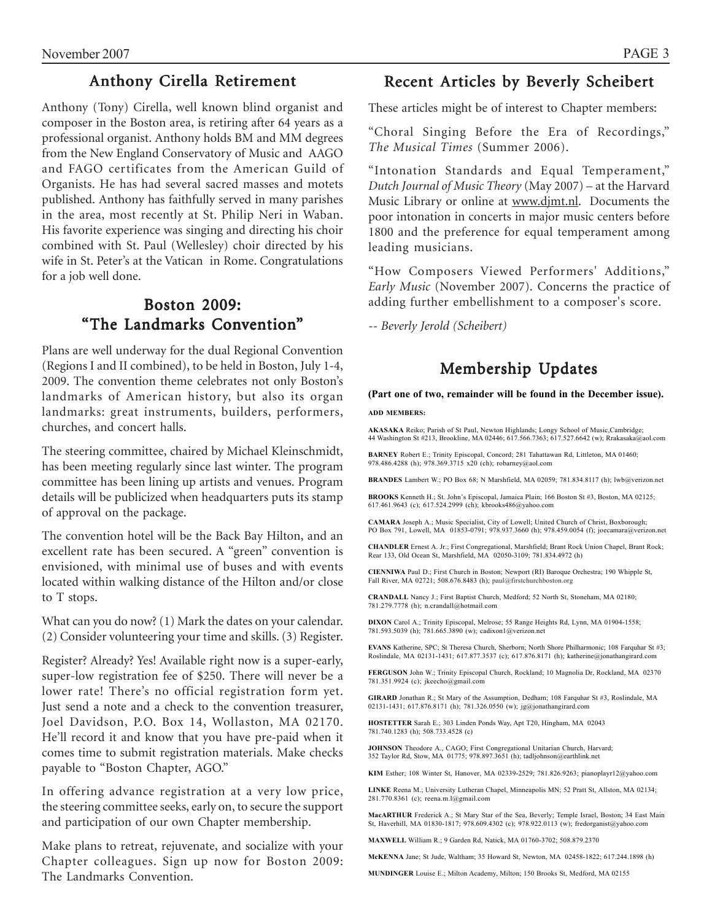## Anthony Cirella Retirement

Anthony (Tony) Cirella, well known blind organist and composer in the Boston area, is retiring after 64 years as a professional organist. Anthony holds BM and MM degrees from the New England Conservatory of Music and AAGO and FAGO certificates from the American Guild of Organists. He has had several sacred masses and motets published. Anthony has faithfully served in many parishes in the area, most recently at St. Philip Neri in Waban. His favorite experience was singing and directing his choir combined with St. Paul (Wellesley) choir directed by his wife in St. Peter's at the Vatican in Rome. Congratulations for a job well done.

## Boston 2009: "The Landmarks Convention"

Plans are well underway for the dual Regional Convention (Regions I and II combined), to be held in Boston, July 1-4, 2009. The convention theme celebrates not only Boston's landmarks of American history, but also its organ landmarks: great instruments, builders, performers, churches, and concert halls.

The steering committee, chaired by Michael Kleinschmidt, has been meeting regularly since last winter. The program committee has been lining up artists and venues. Program details will be publicized when headquarters puts its stamp of approval on the package.

The convention hotel will be the Back Bay Hilton, and an excellent rate has been secured. A "green" convention is envisioned, with minimal use of buses and with events located within walking distance of the Hilton and/or close to T stops.

What can you do now? (1) Mark the dates on your calendar. (2) Consider volunteering your time and skills. (3) Register.

Register? Already? Yes! Available right now is a super-early, super-low registration fee of $250. There will never be a lower rate! There's no official registration form yet. Just send a note and a check to the convention treasurer, Joel Davidson, P.O. Box 14, Wollaston, MA 02170. He'll record it and know that you have pre-paid when it comes time to submit registration materials. Make checks payable to "Boston Chapter, AGO."

In offering advance registration at a very low price, the steering committee seeks, early on, to secure the support and participation of our own Chapter membership.

Make plans to retreat, rejuvenate, and socialize with your Chapter colleagues. Sign up now for Boston 2009: The Landmarks Convention.

## Recent Articles by Beverly Scheibert

These articles might be of interest to Chapter members:

"Choral Singing Before the Era of Recordings," *The Musical Times* (Summer 2006).

"Intonation Standards and Equal Temperament," *Dutch Journal of Music Theory* (May 2007) – at the Harvard Music Library or online at www.djmt.nl. Documents the poor intonation in concerts in major music centers before 1800 and the preference for equal temperament among leading musicians.

"How Composers Viewed Performers' Additions," *Early Music* (November 2007). Concerns the practice of adding further embellishment to a composer's score.

*-- Beverly Jerold (Scheibert)*

## Membership Updates

**(Part one of two, remainder will be found in the December issue).**

**ADD MEMBERS:**

**AKASAKA** Reiko; Parish of St Paul, Newton Highlands; Longy School of Music,Cambridge; 44 Washington St #213, Brookline, MA 02446; 617.566.7363; 617.527.6642 (w); Rrakasaka@aol.com

**BARNEY** Robert E.; Trinity Episcopal, Concord; 281 Tahattawan Rd, Littleton, MA 01460; 978.486.4288 (h); 978.369.3715 x20 (ch); robarney@aol.com

**BRANDES** Lambert W.; PO Box 68; N Marshfield, MA 02059; 781.834.8117 (h); lwb@verizon.net

**BROOKS** Kenneth H.; St. John's Episcopal, Jamaica Plain; 166 Boston St #3, Boston, MA 02125; 617.461.9643 (c); 617.524.2999 (ch); kbrooks486@yahoo.com

**CAMARA** Joseph A.; Music Specialist, City of Lowell; United Church of Christ, Boxborough; PO Box 791, Lowell, MA 01853-0791; 978.937.3660 (h); 978.459.0054 (f); joecamara@verizon.net

**CHANDLER** Ernest A. Jr.; First Congregational, Marshfield; Brant Rock Union Chapel, Brant Rock; Rear 133, Old Ocean St, Marshfield, MA 02050-3109; 781.834.4972 (h)

**CIENNIWA** Paul D.; First Church in Boston; Newport (RI) Baroque Orchestra; 190 Whipple St, Fall River, MA 02721; 508.676.8483 (h); paul@firstchurchboston.org

**CRANDALL** Nancy J.; First Baptist Church, Medford; 52 North St, Stoneham, MA 02180; 781.279.7778 (h); n.crandall@hotmail.com

**DIXON** Carol A.; Trinity Episcopal, Melrose; 55 Range Heights Rd, Lynn, MA 01904-1558; 781.593.5039 (h); 781.665.3890 (w); cadixon1@verizon.net

**EVANS** Katherine, SPC; St Theresa Church, Sherborn; North Shore Philharmonic; 108 Farquhar St #3; Roslindale, MA 02131-1431; 617.877.3537 (c); 617.876.8171 (h); katherine@jonathangirard.com

**FERGUSON** John W.; Trinity Episcopal Church, Rockland; 10 Magnolia Dr, Rockland, MA 02370 781.351.9924 (c); jkeecho@gmail.com

**GIRARD** Jonathan R.; St Mary of the Assumption, Dedham; 108 Farquhar St #3, Roslindale, MA 02131-1431; 617.876.8171 (h); 781.326.0550 (w); jg@jonathangirard.com

**HOSTETTER** Sarah E.; 303 Linden Ponds Way, Apt T20, Hingham, MA 02043 781.740.1283 (h); 508.733.4528 (c)

**JOHNSON** Theodore A., CAGO; First Congregational Unitarian Church, Harvard; 352 Taylor Rd, Stow, MA 01775; 978.897.3651 (h); tadljohnson@earthlink.net

**KIM** Esther; 108 Winter St, Hanover, MA 02339-2529; 781.826.9263; pianoplayr12@yahoo.com

**LINKE** Reena M.; University Lutheran Chapel, Minneapolis MN; 52 Pratt St, Allston, MA 02134; 281.770.8361 (c); reena.m.l@gmail.com

**MacARTHUR** Frederick A.; St Mary Star of the Sea, Beverly; Temple Israel, Boston; 34 East Main St, Haverhill, MA 01830-1817; 978.609.4302 (c); 978.922.0113 (w); fredorganist@yahoo.com

**MAXWELL** William R.; 9 Garden Rd, Natick, MA 01760-3702; 508.879.2370

**McKENNA** Jane; St Jude, Waltham; 35 Howard St, Newton, MA 02458-1822; 617.244.1898 (h)

**MUNDINGER** Louise E.; Milton Academy, Milton; 150 Brooks St, Medford, MA 02155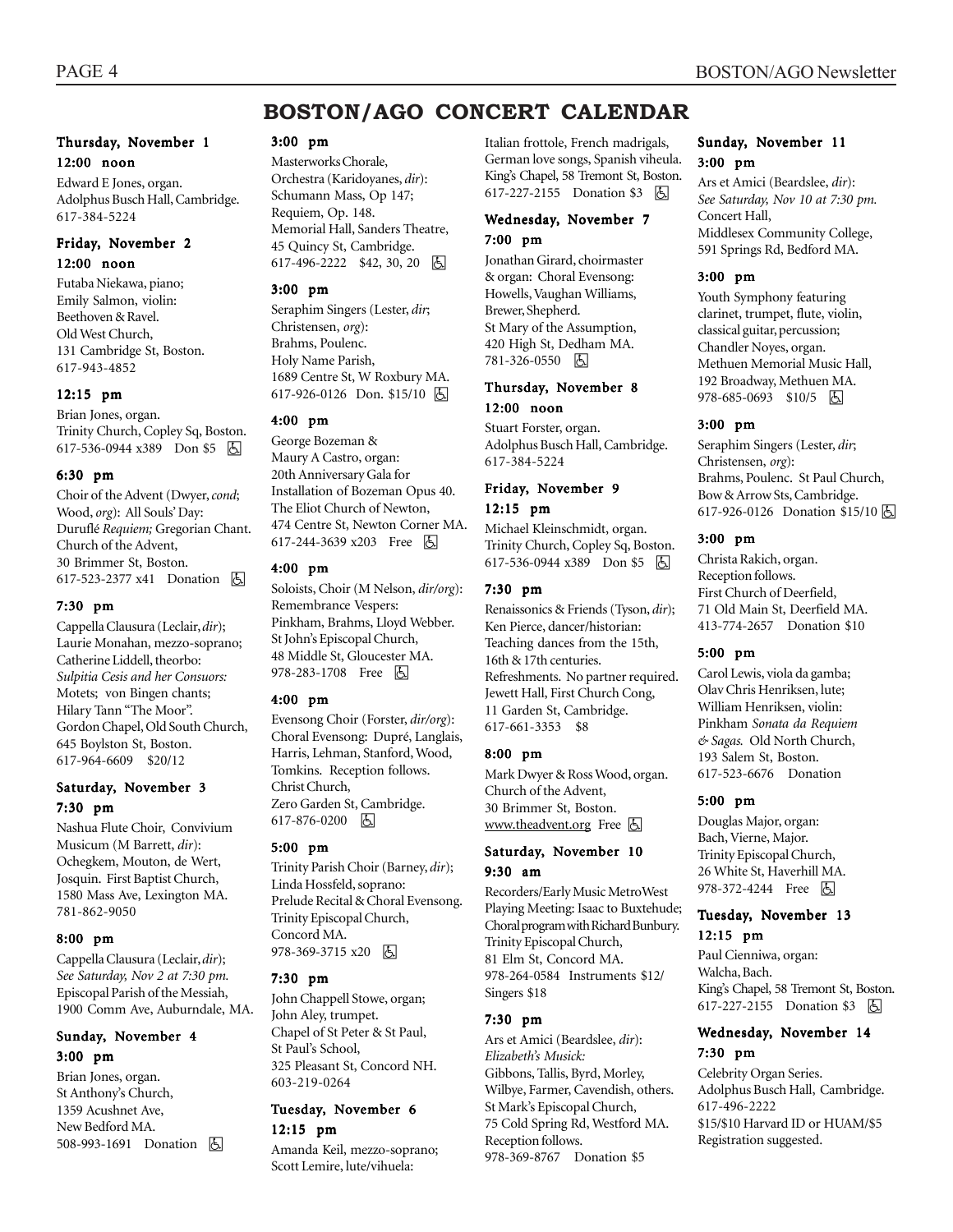# BOSTON/AGO CONCERT CALENDAR

### Thursday, November 1

**12:00 noon**

Edward E Jones, organ.
Adolphus Busch Hall, Cambridge.
617-384-5224

### Friday, November 2

**12:00 noon**

Futaba Niekawa, piano;
Emily Salmon, violin:
Beethoven & Ravel.
Old West Church,
131 Cambridge St, Boston.
617-943-4852

**12:15 pm**

Brian Jones, organ.
Trinity Church, Copley Sq, Boston.
617-536-0944 x389 Don $5 ♿

**6:30 pm**

Choir of the Advent (Dwyer, *cond*; Wood, *org*): All Souls' Day: Duruflé *Requiem;* Gregorian Chant.
Church of the Advent,
30 Brimmer St, Boston.
617-523-2377 x41 Donation ♿

**7:30 pm**

Cappella Clausura (Leclair, *dir*); Laurie Monahan, mezzo-soprano; Catherine Liddell, theorbo: *Sulpitia Cesis and her Consuors:* Motets; von Bingen chants; Hilary Tann "The Moor".
Gordon Chapel, Old South Church,
645 Boylston St, Boston.
617-964-6609 $20/12

### Saturday, November 3

**7:30 pm**

Nashua Flute Choir, Convivium Musicum (M Barrett, *dir*): Ochegkem, Mouton, de Wert, Josquin. First Baptist Church,
1580 Mass Ave, Lexington MA.
781-862-9050

**8:00 pm**

Cappella Clausura (Leclair, *dir*); *See Saturday, Nov 2 at 7:30 pm.*
Episcopal Parish of the Messiah,
1900 Comm Ave, Auburndale, MA.

### Sunday, November 4

**3:00 pm**

Brian Jones, organ.
St Anthony's Church,
1359 Acushnet Ave,
New Bedford MA.
508-993-1691 Donation ♿

**3:00 pm**

Masterworks Chorale,
Orchestra (Karidoyanes, *dir*): Schumann Mass, Op 147; Requiem, Op. 148.
Memorial Hall, Sanders Theatre,
45 Quincy St, Cambridge.
617-496-2222 $42, 30, 20 ♿

**3:00 pm**

Seraphim Singers (Lester, *dir*; Christensen, *org*): Brahms, Poulenc.
Holy Name Parish,
1689 Centre St, W Roxbury MA.
617-926-0126 Don. $15/10 ♿

**4:00 pm**

George Bozeman & Maury A Castro, organ: 20th Anniversary Gala for Installation of Bozeman Opus 40.
The Eliot Church of Newton,
474 Centre St, Newton Corner MA.
617-244-3639 x203 Free ♿

**4:00 pm**

Soloists, Choir (M Nelson, *dir/org*): Remembrance Vespers: Pinkham, Brahms, Lloyd Webber.
St John's Episcopal Church,
48 Middle St, Gloucester MA.
978-283-1708 Free ♿

**4:00 pm**

Evensong Choir (Forster, *dir/org*): Choral Evensong: Dupré, Langlais, Harris, Lehman, Stanford, Wood, Tomkins. Reception follows.
Christ Church,
Zero Garden St, Cambridge.
617-876-0200 ♿

**5:00 pm**

Trinity Parish Choir (Barney, *dir*); Linda Hossfeld, soprano: Prelude Recital & Choral Evensong.
Trinity Episcopal Church,
Concord MA.
978-369-3715 x20 ♿

**7:30 pm**

John Chappell Stowe, organ; John Aley, trumpet.
Chapel of St Peter & St Paul,
St Paul's School,
325 Pleasant St, Concord NH.
603-219-0264

### Tuesday, November 6

**12:15 pm**

Amanda Keil, mezzo-soprano; Scott Lemire, lute/vihuela: Italian frottole, French madrigals, German love songs, Spanish viheula.
King's Chapel, 58 Tremont St, Boston.
617-227-2155 Donation $3 ♿

### Wednesday, November 7

**7:00 pm**

Jonathan Girard, choirmaster & organ: Choral Evensong: Howells, Vaughan Williams, Brewer, Shepherd.
St Mary of the Assumption,
420 High St, Dedham MA.
781-326-0550 ♿

### Thursday, November 8

**12:00 noon**

Stuart Forster, organ.
Adolphus Busch Hall, Cambridge.
617-384-5224

### Friday, November 9

**12:15 pm**

Michael Kleinschmidt, organ.
Trinity Church, Copley Sq, Boston.
617-536-0944 x389 Don $5 ♿

**7:30 pm**

Renaissonics & Friends (Tyson, *dir*); Ken Pierce, dancer/historian: Teaching dances from the 15th, 16th & 17th centuries. Refreshments. No partner required.
Jewett Hall, First Church Cong,
11 Garden St, Cambridge.
617-661-3353 $8

**8:00 pm**

Mark Dwyer & Ross Wood, organ.
Church of the Advent,
30 Brimmer St, Boston.
www.theadvent.org Free ♿

### Saturday, November 10

**9:30 am**

Recorders/Early Music MetroWest Playing Meeting: Isaac to Buxtehude; Choral program with Richard Bunbury.
Trinity Episcopal Church,
81 Elm St, Concord MA.
978-264-0584 Instruments $12/ Singers $18

**7:30 pm**

Ars et Amici (Beardslee, *dir*): *Elizabeth's Musick:* Gibbons, Tallis, Byrd, Morley, Wilbye, Farmer, Cavendish, others.
St Mark's Episcopal Church,
75 Cold Spring Rd, Westford MA.
Reception follows.
978-369-8767 Donation $5

### Sunday, November 11

**3:00 pm**

Ars et Amici (Beardslee, *dir*): *See Saturday, Nov 10 at 7:30 pm.*
Concert Hall,
Middlesex Community College,
591 Springs Rd, Bedford MA.

**3:00 pm**

Youth Symphony featuring clarinet, trumpet, flute, violin, classical guitar, percussion; Chandler Noyes, organ.
Methuen Memorial Music Hall,
192 Broadway, Methuen MA.
978-685-0693 $10/5 ♿

**3:00 pm**

Seraphim Singers (Lester, *dir*; Christensen, *org*): Brahms, Poulenc. St Paul Church, Bow & Arrow Sts, Cambridge.
617-926-0126 Donation $15/10 ♿

**3:00 pm**

Christa Rakich, organ.
Reception follows.
First Church of Deerfield,
71 Old Main St, Deerfield MA.
413-774-2657 Donation $10

**5:00 pm**

Carol Lewis, viola da gamba; Olav Chris Henriksen, lute; William Henriksen, violin: Pinkham *Sonata da Requiem & Sagas.* Old North Church,
193 Salem St, Boston.
617-523-6676 Donation

**5:00 pm**

Douglas Major, organ: Bach, Vierne, Major.
Trinity Episcopal Church,
26 White St, Haverhill MA.
978-372-4244 Free ♿

### Tuesday, November 13

**12:15 pm**

Paul Cienniwa, organ: Walcha, Bach.
King's Chapel, 58 Tremont St, Boston.
617-227-2155 Donation $3 ♿

### Wednesday, November 14

**7:30 pm**

Celebrity Organ Series.
Adolphus Busch Hall, Cambridge.
617-496-2222
$15/$10 Harvard ID or HUAM/$5
Registration suggested.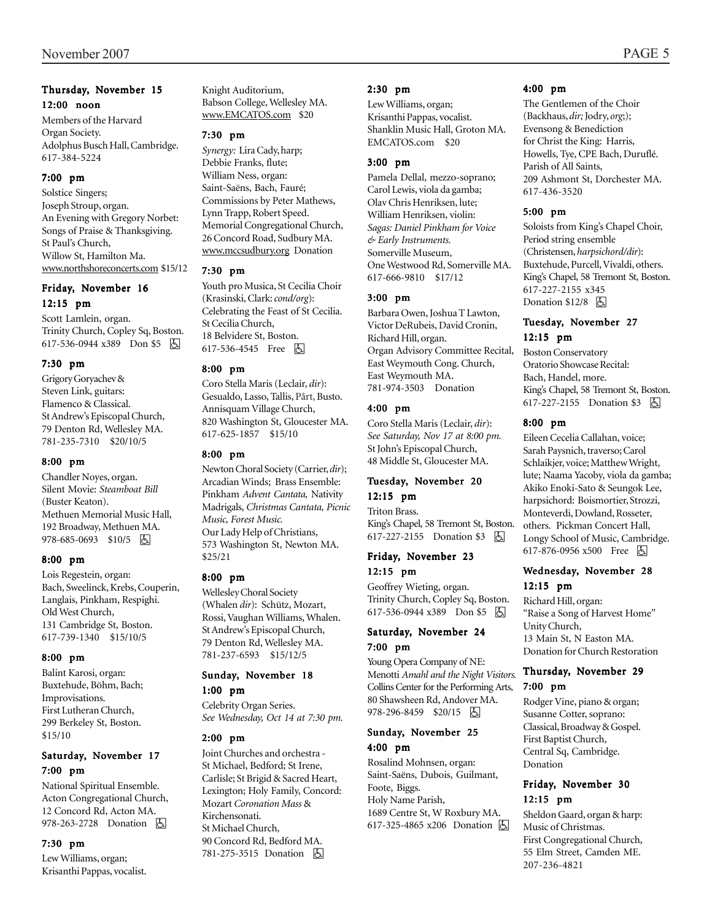### Thursday, November 15

**12:00 noon**

Members of the Harvard Organ Society.
Adolphus Busch Hall, Cambridge.
617-384-5224

**7:00 pm**

Solstice Singers;
Joseph Stroup, organ.
An Evening with Gregory Norbet: Songs of Praise & Thanksgiving.
St Paul's Church,
Willow St, Hamilton Ma.
www.northshoreconcerts.com $15/12

### Friday, November 16

**12:15 pm**

Scott Lamlein, organ.
Trinity Church, Copley Sq, Boston.
617-536-0944 x389 Don $5 ♿

**7:30 pm**

Grigory Goryachev & Steven Link, guitars:
Flamenco & Classical.
St Andrew's Episcopal Church,
79 Denton Rd, Wellesley MA.
781-235-7310 $20/10/5

**8:00 pm**

Chandler Noyes, organ.
Silent Movie: *Steamboat Bill* (Buster Keaton).
Methuen Memorial Music Hall,
192 Broadway, Methuen MA.
978-685-0693 $10/5 ♿

**8:00 pm**

Lois Regestein, organ:
Bach, Sweelinck, Krebs, Couperin, Langlais, Pinkham, Respighi.
Old West Church,
131 Cambridge St, Boston.
617-739-1340 $15/10/5

**8:00 pm**

Balint Karosi, organ:
Buxtehude, Böhm, Bach; Improvisations.
First Lutheran Church,
299 Berkeley St, Boston.
$15/10

### Saturday, November 17

**7:00 pm**

National Spiritual Ensemble.
Acton Congregational Church,
12 Concord Rd, Acton MA.
978-263-2728 Donation ♿

**7:30 pm**

Lew Williams, organ;
Krisanthi Pappas, vocalist.
Knight Auditorium,
Babson College, Wellesley MA.
www.EMCATOS.com $20

**7:30 pm**

*Synergy:* Lira Cady, harp;
Debbie Franks, flute;
William Ness, organ:
Saint-Saëns, Bach, Fauré;
Commissions by Peter Mathews, Lynn Trapp, Robert Speed.
Memorial Congregational Church,
26 Concord Road, Sudbury MA.
www.mccsudbury.org Donation

**7:30 pm**

Youth pro Musica, St Cecilia Choir (Krasinski, Clark: *cond/org*):
Celebrating the Feast of St Cecilia.
St Cecilia Church,
18 Belvidere St, Boston.
617-536-4545 Free ♿

**8:00 pm**

Coro Stella Maris (Leclair, *dir*):
Gesualdo, Lasso, Tallis, Pårt, Busto.
Annisquam Village Church,
820 Washington St, Gloucester MA.
617-625-1857 $15/10

**8:00 pm**

Newton Choral Society (Carrier, *dir*);
Arcadian Winds; Brass Ensemble:
Pinkham *Advent Cantata,* Nativity Madrigals, *Christmas Cantata, Picnic Music, Forest Music.*
Our Lady Help of Christians,
573 Washington St, Newton MA.
$25/21

**8:00 pm**

Wellesley Choral Society (Whalen *dir*): Schütz, Mozart, Rossi, Vaughan Williams, Whalen.
St Andrew's Episcopal Church,
79 Denton Rd, Wellesley MA.
781-237-6593 $15/12/5

### Sunday, November 18

**1:00 pm**

Celebrity Organ Series.
*See Wednesday, Oct 14 at 7:30 pm.*

**2:00 pm**

Joint Churches and orchestra - St Michael, Bedford; St Irene, Carlisle; St Brigid & Sacred Heart, Lexington; Holy Family, Concord:
Mozart *Coronation Mass* & Kirchensonati.
St Michael Church,
90 Concord Rd, Bedford MA.
781-275-3515 Donation ♿

**2:30 pm**

Lew Williams, organ;
Krisanthi Pappas, vocalist.
Shanklin Music Hall, Groton MA.
EMCATOS.com $20

**3:00 pm**

Pamela Dellal, mezzo-soprano;
Carol Lewis, viola da gamba;
Olav Chris Henriksen, lute;
William Henriksen, violin:
*Sagas: Daniel Pinkham for Voice & Early Instruments.*
Somerville Museum,
One Westwood Rd, Somerville MA.
617-666-9810 $17/12

**3:00 pm**

Barbara Owen, Joshua T Lawton, Victor DeRubeis, David Cronin, Richard Hill, organ.
Organ Advisory Committee Recital,
East Weymouth Cong. Church,
East Weymouth MA.
781-974-3503 Donation

**4:00 pm**

Coro Stella Maris (Leclair, *dir*):
*See Saturday, Nov 17 at 8:00 pm.*
St John's Episcopal Church,
48 Middle St, Gloucester MA.

### Tuesday, November 20

**12:15 pm**

Triton Brass.
King's Chapel, 58 Tremont St, Boston.
617-227-2155 Donation $3 ♿

### Friday, November 23

**12:15 pm**

Geoffrey Wieting, organ.
Trinity Church, Copley Sq, Boston.
617-536-0944 x389 Don $5 ♿

### Saturday, November 24

**7:00 pm**

Young Opera Company of NE:
Menotti *Amahl and the Night Visitors.*
Collins Center for the Performing Arts,
80 Shawsheen Rd, Andover MA.
978-296-8459 $20/15 ♿

### Sunday, November 25

**4:00 pm**

Rosalind Mohnsen, organ:
Saint-Saëns, Dubois, Guilmant, Foote, Biggs.
Holy Name Parish,
1689 Centre St, W Roxbury MA.
617-325-4865 x206 Donation ♿

**4:00 pm**

The Gentlemen of the Choir (Backhaus, *dir;* Jodry, *org;*);
Evensong & Benediction for Christ the King: Harris, Howells, Tye, CPE Bach, Duruflé.
Parish of All Saints,
209 Ashmont St, Dorchester MA.
617-436-3520

**5:00 pm**

Soloists from King's Chapel Choir,
Period string ensemble (Christensen, *harpsichord/dir*):
Buxtehude, Purcell, Vivaldi, others.
King's Chapel, 58 Tremont St, Boston.
617-227-2155 x345
Donation $12/8 ♿

### Tuesday, November 27

**12:15 pm**

Boston Conservatory
Oratorio Showcase Recital:
Bach, Handel, more.
King's Chapel, 58 Tremont St, Boston.
617-227-2155 Donation $3 ♿

**8:00 pm**

Eileen Cecelia Callahan, voice;
Sarah Paysnich, traverso; Carol Schlaikjer, voice; Matthew Wright, lute; Naama Yacoby, viola da gamba;
Akiko Enoki-Sato & Seungok Lee, harpsichord: Boismortier, Strozzi, Monteverdi, Dowland, Rosseter, others. Pickman Concert Hall,
Longy School of Music, Cambridge.
617-876-0956 x500 Free ♿

### Wednesday, November 28

**12:15 pm**

Richard Hill, organ:
"Raise a Song of Harvest Home"
Unity Church,
13 Main St, N Easton MA.
Donation for Church Restoration

### Thursday, November 29

**7:00 pm**

Rodger Vine, piano & organ;
Susanne Cotter, soprano:
Classical, Broadway & Gospel.
First Baptist Church,
Central Sq, Cambridge.
Donation

### Friday, November 30

**12:15 pm**

Sheldon Gaard, organ & harp:
Music of Christmas.
First Congregational Church,
55 Elm Street, Camden ME.
207-236-4821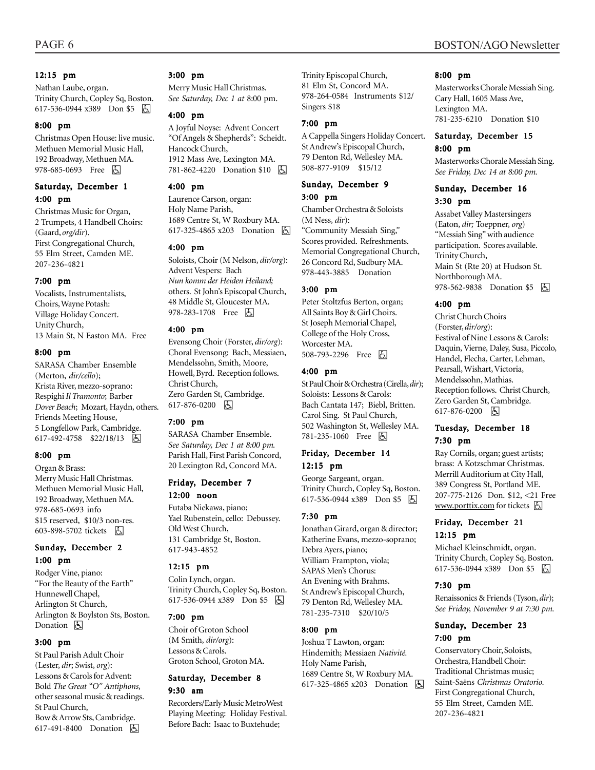**12:15 pm**

Nathan Laube, organ.
Trinity Church, Copley Sq, Boston.
617-536-0944 x389 Don $5 ♿

**8:00 pm**

Christmas Open House: live music.
Methuen Memorial Music Hall,
192 Broadway, Methuen MA.
978-685-0693 Free ♿

### Saturday, December 1

**4:00 pm**

Christmas Music for Organ,
2 Trumpets, 4 Handbell Choirs:
(Gaard, *org/dir*).
First Congregational Church,
55 Elm Street, Camden ME.
207-236-4821

**7:00 pm**

Vocalists, Instrumentalists,
Choirs, Wayne Potash:
Village Holiday Concert.
Unity Church,
13 Main St, N Easton MA. Free

**8:00 pm**

SARASA Chamber Ensemble
(Merton, *dir/cello*);
Krista River, mezzo-soprano:
Respighi *Il Tramonto*; Barber
*Dover Beach*; Mozart, Haydn, others.
Friends Meeting House,
5 Longfellow Park, Cambridge.
617-492-4758 $22/18/13 ♿

**8:00 pm**

Organ & Brass:
Merry Music Hall Christmas.
Methuen Memorial Music Hall,
192 Broadway, Methuen MA.
978-685-0693 info
$15 reserved, $10/3 non-res.
603-898-5702 tickets ♿

### Sunday, December 2

**1:00 pm**

Rodger Vine, piano:
"For the Beauty of the Earth"
Hunnewell Chapel,
Arlington St Church,
Arlington & Boylston Sts, Boston.
Donation ♿

**3:00 pm**

St Paul Parish Adult Choir
(Lester, *dir*; Swist, *org*):
Lessons & Carols for Advent:
Bold *The Great "O" Antiphons*,
other seasonal music & readings.
St Paul Church,
Bow & Arrow Sts, Cambridge.
617-491-8400 Donation ♿

**3:00 pm**

Merry Music Hall Christmas.
*See Saturday, Dec 1 at* 8:00 pm.

**4:00 pm**

A Joyful Noyse: Advent Concert
"Of Angels & Shepherds": Scheidt.
Hancock Church,
1912 Mass Ave, Lexington MA.
781-862-4220 Donation $10 ♿

**4:00 pm**

Laurence Carson, organ:
Holy Name Parish,
1689 Centre St, W Roxbury MA.
617-325-4865 x203 Donation ♿

**4:00 pm**

Soloists, Choir (M Nelson, *dir/org*):
Advent Vespers: Bach
*Nun komm der Heiden Heiland;*
others. St John's Episcopal Church,
48 Middle St, Gloucester MA.
978-283-1708 Free ♿

**4:00 pm**

Evensong Choir (Forster, *dir/org*):
Choral Evensong: Bach, Messiaen,
Mendelssohn, Smith, Moore,
Howell, Byrd. Reception follows.
Christ Church,
Zero Garden St, Cambridge.
617-876-0200 ♿

**7:00 pm**

SARASA Chamber Ensemble.
*See Saturday, Dec 1 at 8:00 pm.*
Parish Hall, First Parish Concord,
20 Lexington Rd, Concord MA.

### Friday, December 7

**12:00 noon**

Futaba Niekawa, piano;
Yael Rubenstein, cello: Debussey.
Old West Church,
131 Cambridge St, Boston.
617-943-4852

**12:15 pm**

Colin Lynch, organ.
Trinity Church, Copley Sq, Boston.
617-536-0944 x389 Don $5 ♿

**7:00 pm**

Choir of Groton School
(M Smith, *dir/org*):
Lessons & Carols.
Groton School, Groton MA.

### Saturday, December 8

**9:30 am**

Recorders/Early Music MetroWest
Playing Meeting: Holiday Festival.
Before Bach: Isaac to Buxtehude;
Trinity Episcopal Church,
81 Elm St, Concord MA.
978-264-0584 Instruments $12/
Singers $18

**7:00 pm**

A Cappella Singers Holiday Concert.
St Andrew's Episcopal Church,
79 Denton Rd, Wellesley MA.
508-877-9109 $15/12

### Sunday, December 9

**3:00 pm**

Chamber Orchestra & Soloists
(M Ness, *dir*):
"Community Messiah Sing,"
Scores provided. Refreshments.
Memorial Congregational Church,
26 Concord Rd, Sudbury MA.
978-443-3885 Donation

**3:00 pm**

Peter Stoltzfus Berton, organ;
All Saints Boy & Girl Choirs.
St Joseph Memorial Chapel,
College of the Holy Cross,
Worcester MA.
508-793-2296 Free ♿

**4:00 pm**

St Paul Choir & Orchestra (Cirella, *dir*);
Soloists: Lessons & Carols:
Bach Cantata 147; Biebl, Britten.
Carol Sing. St Paul Church,
502 Washington St, Wellesley MA.
781-235-1060 Free ♿

### Friday, December 14

**12:15 pm**

George Sargeant, organ.
Trinity Church, Copley Sq, Boston.
617-536-0944 x389 Don $5 ♿

**7:30 pm**

Jonathan Girard, organ & director;
Katherine Evans, mezzo-soprano;
Debra Ayers, piano;
William Frampton, viola;
SAPAS Men's Chorus:
An Evening with Brahms.
St Andrew's Episcopal Church,
79 Denton Rd, Wellesley MA.
781-235-7310 $20/10/5

**8:00 pm**

Joshua T Lawton, organ:
Hindemith; Messiaen *Nativité.*
Holy Name Parish,
1689 Centre St, W Roxbury MA.
617-325-4865 x203 Donation ♿

**8:00 pm**

Masterworks Chorale Messiah Sing.
Cary Hall, 1605 Mass Ave,
Lexington MA.
781-235-6210 Donation $10

### Saturday, December 15

**8:00 pm**

Masterworks Chorale Messiah Sing.
*See Friday, Dec 14 at 8:00 pm.*

### Sunday, December 16

**3:30 pm**

Assabet Valley Mastersingers
(Eaton, *dir;* Toeppner, *org*)
"Messiah Sing" with audience
participation. Scores available.
Trinity Church,
Main St (Rte 20) at Hudson St.
Northborough MA.
978-562-9838 Donation $5 ♿

**4:00 pm**

Christ Church Choirs
(Forster, *dir/org*):
Festival of Nine Lessons & Carols:
Daquin, Vierne, Daley, Susa, Piccolo,
Handel, Flecha, Carter, Lehman,
Pearsall, Wishart, Victoria,
Mendelssohn, Mathias.
Reception follows. Christ Church,
Zero Garden St, Cambridge.
617-876-0200 ♿

### Tuesday, December 18

**7:30 pm**

Ray Cornils, organ; guest artists;
brass: A Kotzschmar Christmas.
Merrill Auditorium at City Hall,
389 Congress St, Portland ME.
207-775-2126 Don. $12, <21 Free
www.porttix.com for tickets ♿

### Friday, December 21

**12:15 pm**

Michael Kleinschmidt, organ.
Trinity Church, Copley Sq, Boston.
617-536-0944 x389 Don $5 ♿

**7:30 pm**

Renaissonics & Friends (Tyson, *dir*);
*See Friday, November 9 at 7:30 pm.*

### Sunday, December 23

**7:00 pm**

Conservatory Choir, Soloists,
Orchestra, Handbell Choir:
Traditional Christmas music;
Saint-Saëns *Christmas Oratorio.*
First Congregational Church,
55 Elm Street, Camden ME.
207-236-4821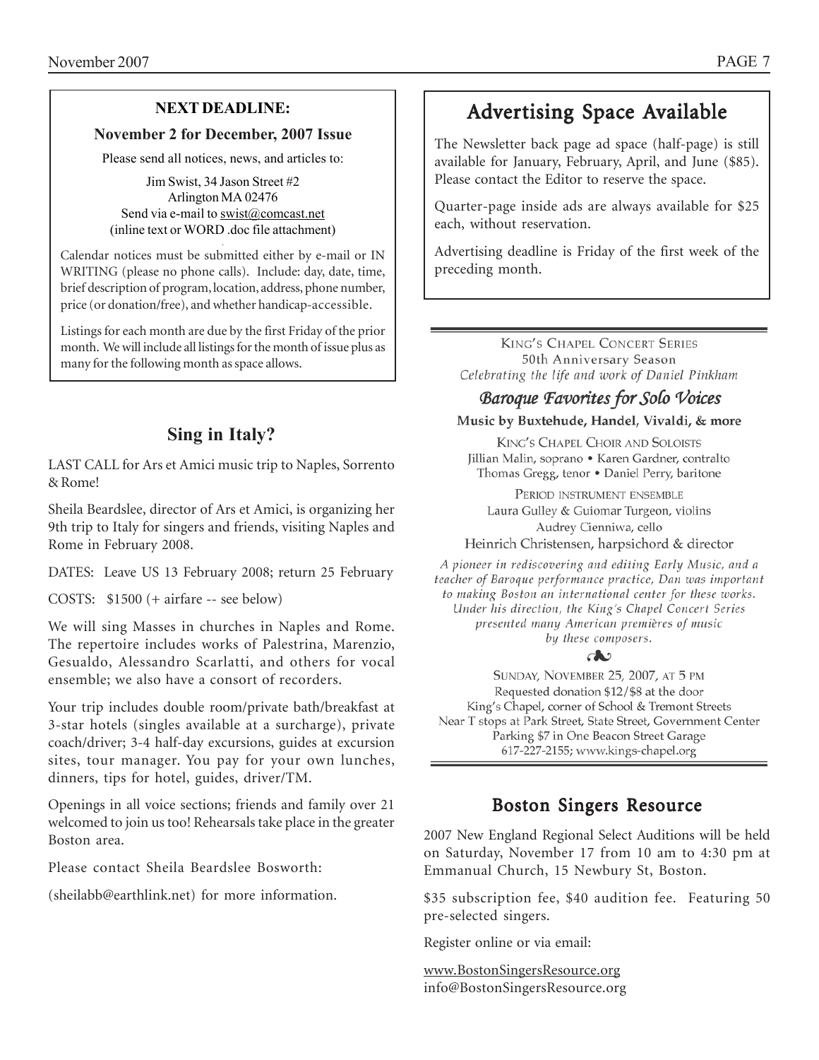**NEXT DEADLINE:**

**November 2 for December, 2007 Issue**

Please send all notices, news, and articles to:

Jim Swist, 34 Jason Street #2
Arlington MA 02476
Send via e-mail to swist@comcast.net
(inline text or WORD .doc file attachment)

Calendar notices must be submitted either by e-mail or IN WRITING (please no phone calls). Include: day, date, time, brief description of program, location, address, phone number, price (or donation/free), and whether handicap-accessible.

Listings for each month are due by the first Friday of the prior month. We will include all listings for the month of issue plus as many for the following month as space allows.

## Sing in Italy?

LAST CALL for Ars et Amici music trip to Naples, Sorrento & Rome!

Sheila Beardslee, director of Ars et Amici, is organizing her 9th trip to Italy for singers and friends, visiting Naples and Rome in February 2008.

DATES: Leave US 13 February 2008; return 25 February

COSTS: $1500 (+ airfare -- see below)

We will sing Masses in churches in Naples and Rome. The repertoire includes works of Palestrina, Marenzio, Gesualdo, Alessandro Scarlatti, and others for vocal ensemble; we also have a consort of recorders.

Your trip includes double room/private bath/breakfast at 3-star hotels (singles available at a surcharge), private coach/driver; 3-4 half-day excursions, guides at excursion sites, tour manager. You pay for your own lunches, dinners, tips for hotel, guides, driver/TM.

Openings in all voice sections; friends and family over 21 welcomed to join us too! Rehearsals take place in the greater Boston area.

Please contact Sheila Beardslee Bosworth:

(sheilabb@earthlink.net) for more information.

## Advertising Space Available

The Newsletter back page ad space (half-page) is still available for January, February, April, and June ($85). Please contact the Editor to reserve the space.

Quarter-page inside ads are always available for $25 each, without reservation.

Advertising deadline is Friday of the first week of the preceding month.

---

King's Chapel Concert Series
50th Anniversary Season
*Celebrating the life and work of Daniel Pinkham*

### *Baroque Favorites for Solo Voices*

**Music by Buxtehude, Handel, Vivaldi, & more**

King's Chapel Choir and Soloists
Jillian Malin, soprano • Karen Gardner, contralto
Thomas Gregg, tenor • Daniel Perry, baritone

Period instrument ensemble
Laura Gulley & Guiomar Turgeon, violins
Audrey Cienniwa, cello
Heinrich Christensen, harpsichord & director

*A pioneer in rediscovering and editing Early Music, and a teacher of Baroque performance practice, Dan was important to making Boston an international center for these works. Under his direction, the King's Chapel Concert Series presented many American premières of music by these composers.*

Sunday, November 25, 2007, at 5 pm
Requested donation $12/$8 at the door
King's Chapel, corner of School & Tremont Streets
Near T stops at Park Street, State Street, Government Center
Parking $7 in One Beacon Street Garage
617-227-2155; www.kings-chapel.org

---

## Boston Singers Resource

2007 New England Regional Select Auditions will be held on Saturday, November 17 from 10 am to 4:30 pm at Emmanual Church, 15 Newbury St, Boston.

$35 subscription fee, $40 audition fee. Featuring 50 pre-selected singers.

Register online or via email:

www.BostonSingersResource.org
info@BostonSingersResource.org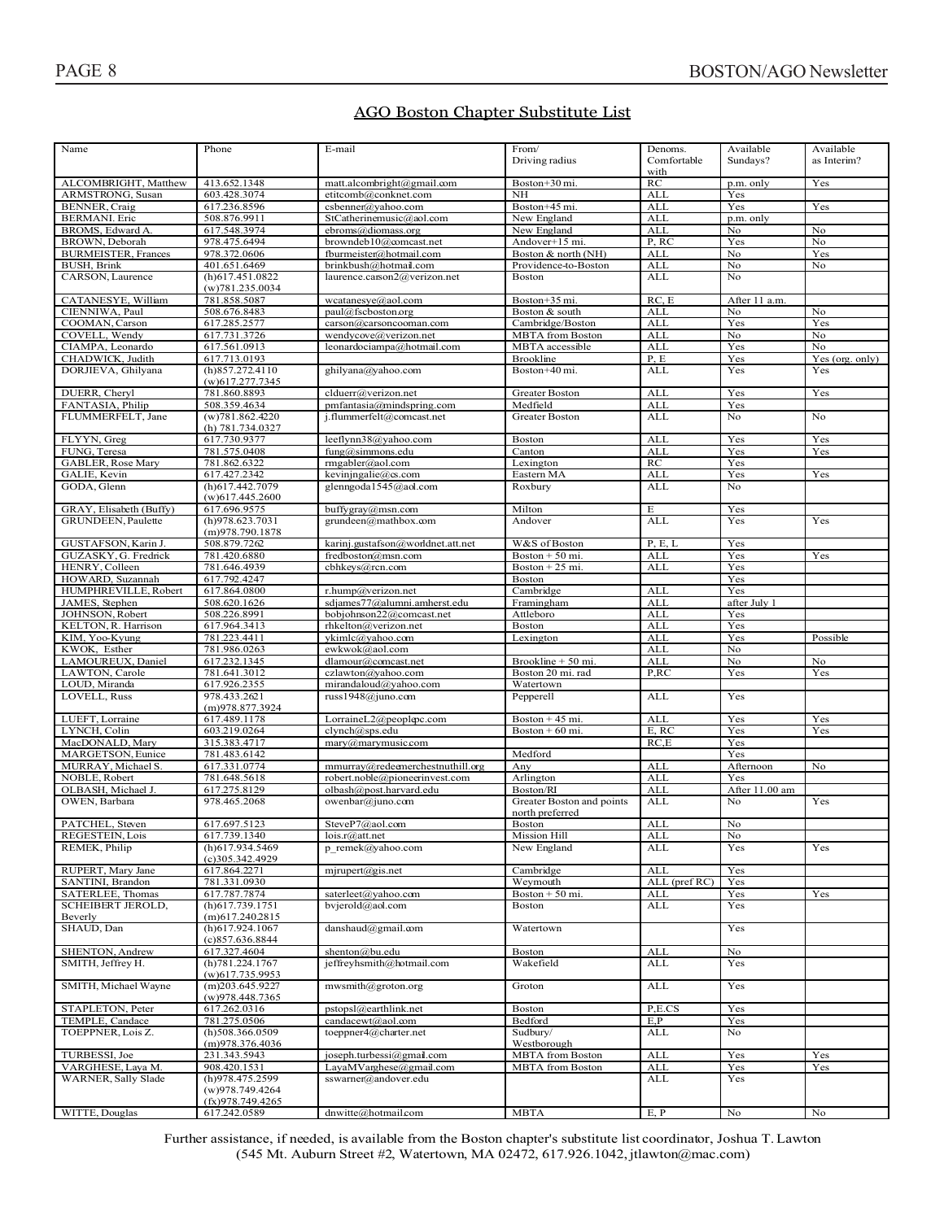## AGO Boston Chapter Substitute List

| Name | Phone | E-mail | From/ Driving radius | Denoms. Comfortable with | Available Sundays? | Available as Interim? |
|---|---|---|---|---|---|---|
| ALCOMBRIGHT, Matthew | 413.652.1348 | matt.alcombright@gmail.com | Boston+30 mi. | RC | p.m. only | Yes |
| ARMSTRONG, Susan | 603.428.3074 | etitcomb@conknet.com | NH | ALL | Yes | |
| BENNER, Craig | 617.236.8596 | csbenner@yahoo.com | Boston+45 mi. | ALL | Yes | Yes |
| BERMANI. Eric | 508.876.9911 | StCatherinemusic@aol.com | New England | ALL | p.m. only | |
| BROMS, Edward A. | 617.548.3974 | ebroms@diomass.org | New England | ALL | No | No |
| BROWN, Deborah | 978.475.6494 | browndeb10@comcast.net | Andover+15 mi. | P, RC | Yes | No |
| BURMEISTER, Frances | 978.372.0606 | fburmeister@hotmail.com | Boston & north (NH) | ALL | No | Yes |
| BUSH, Brink | 401.651.6469 | brinkbush@hotmail.com | Providence-to-Boston | ALL | No | No |
| CARSON, Laurence | (h)617.451.0822 (w)781.235.0034 | laurence.carson2@verizon.net | Boston | ALL | No | |
| CATANESYE, William | 781.858.5087 | wcatanesye@aol.com | Boston+35 mi. | RC, E | After 11 a.m. | |
| CIENNIWA, Paul | 508.676.8483 | paul@fscboston.org | Boston & south | ALL | No | No |
| COOMAN, Carson | 617.285.2577 | carson@carsoncooman.com | Cambridge/Boston | ALL | Yes | Yes |
| COVELL, Wendy | 617.731.3726 | wendycove@verizon.net | MBTA from Boston | ALL | No | No |
| CIAMPA, Leonardo | 617.561.0913 | leonardociampa@hotmail.com | MBTA accessible | ALL | Yes | No |
| CHADWICK, Judith | 617.713.0193 | | Brookline | P, E | Yes | Yes (org. only) |
| DORJIEVA, Ghilyana | (h)857.272.4110 (w)617.277.7345 | ghilyana@yahoo.com | Boston+40 mi. | ALL | Yes | Yes |
| DUERR, Cheryl | 781.860.8893 | clduerr@verizon.net | Greater Boston | ALL | Yes | Yes |
| FANTASIA, Philip | 508.359.4634 | pmfantasia@mindspring.com | Medfield | ALL | Yes | |
| FLUMMERFELT, Jane | (w)781.862.4220 (h) 781.734.0327 | j.flummerfelt@comcast.net | Greater Boston | ALL | No | No |
| FLYYN, Greg | 617.730.9377 | leeflynn38@yahoo.com | Boston | ALL | Yes | Yes |
| FUNG, Teresa | 781.575.0408 | fung@simmons.edu | Canton | ALL | Yes | Yes |
| GABLER, Rose Mary | 781.862.6322 | rmgabler@aol.com | Lexington | RC | Yes | |
| GALIE, Kevin | 617.427.2342 | kevinjngalie@cs.com | Eastern MA | ALL | Yes | Yes |
| GODA, Glenn | (h)617.442.7079 (w)617.445.2600 | glenngoda1545@aol.com | Roxbury | ALL | No | |
| GRAY, Elisabeth (Buffy) | 617.696.9575 | buffygray@msn.com | Milton | E | Yes | |
| GRUNDEEN, Paulette | (h)978.623.7031 (m)978.790.1878 | grundeen@mathbox.com | Andover | ALL | Yes | Yes |
| GUSTAFSON, Karin J. | 508.879.7262 | karinj.gustafson@worldnet.att.net | W&S of Boston | P, E, L | Yes | |
| GUZASKY, G. Fredrick | 781.420.6880 | fredboston@msn.com | Boston + 50 mi. | ALL | Yes | Yes |
| HENRY, Colleen | 781.646.4939 | cbhkeys@rcn.com | Boston + 25 mi. | ALL | Yes | |
| HOWARD, Suzannah | 617.792.4247 | | Boston | | Yes | |
| HUMPHREVILLE, Robert | 617.864.0800 | r.hump@verizon.net | Cambridge | ALL | Yes | |
| JAMES, Stephen | 508.620.1626 | sdjames77@alumni.amherst.edu | Framingham | ALL | after July 1 | |
| JOHNSON, Robert | 508.226.8991 | bobjohnson22@comcast.net | Attleboro | ALL | Yes | |
| KELTON, R. Harrison | 617.964.3413 | rhkelton@verizon.net | Boston | ALL | Yes | |
| KIM, Yoo-Kyung | 781.223.4411 | ykimlc@yahoo.com | Lexington | ALL | Yes | Possible |
| KWOK, Esther | 781.986.0263 | ewkwok@aol.com | | ALL | No | |
| LAMOUREUX, Daniel | 617.232.1345 | dlamour@comcast.net | Brookline + 50 mi. | ALL | No | No |
| LAWTON, Carole | 781.641.3012 | czlawton@yahoo.com | Boston 20 mi. rad | P,RC | Yes | Yes |
| LOUD, Miranda | 617.926.2355 | mirandaloud@yahoo.com | Watertown | | | |
| LOVELL, Russ | 978.433.2621 (m)978.877.3924 | russ1948@juno.com | Pepperell | ALL | Yes | |
| LUEFT, Lorraine | 617.489.1178 | LorraineL2@peoplepc.com | Boston + 45 mi. | ALL | Yes | Yes |
| LYNCH, Colin | 603.219.0264 | clynch@sps.edu | Boston + 60 mi. | E, RC | Yes | Yes |
| MacDONALD, Mary | 315.383.4717 | mary@marymusic.com | | RC,E | Yes | |
| MARGETSON, Eunice | 781.483.6142 | | Medford | | Yes | |
| MURRAY, Michael S. | 617.331.0774 | mmurray@redeemerchestnuthill.org | Any | ALL | Afternoon | No |
| NOBLE, Robert | 781.648.5618 | robert.noble@pioneerinvest.com | Arlington | ALL | Yes | |
| OLBASH, Michael J. | 617.275.8129 | olbash@post.harvard.edu | Boston/RI | ALL | After 11.00 am | |
| OWEN, Barbara | 978.465.2068 | owenbar@juno.com | Greater Boston and points north preferred | ALL | No | Yes |
| PATCHEL, Steven | 617.697.5123 | SteveP7@aol.com | Boston | ALL | No | |
| REGESTEIN, Lois | 617.739.1340 | lois.r@att.net | Mission Hill | ALL | No | |
| REMEK, Philip | (h)617.934.5469 (c)305.342.4929 | p_remek@yahoo.com | New England | ALL | Yes | Yes |
| RUPERT, Mary Jane | 617.864.2271 | mjrupert@gis.net | Cambridge | ALL | Yes | |
| SANTINI, Brandon | 781.331.0930 | | Weymouth | ALL (pref RC) | Yes | |
| SATERLEE, Thomas | 617.787.7874 | saterleet@yahoo.com | Boston + 50 mi. | ALL | Yes | Yes |
| SCHEIBERT JEROLD, Beverly | (h)617.739.1751 (m)617.240.2815 | bvjerold@aol.com | Boston | ALL | Yes | |
| SHAUD, Dan | (h)617.924.1067 (c)857.636.8844 | danshaud@gmail.com | Watertown | | Yes | |
| SHENTON, Andrew | 617.327.4604 | shenton@bu.edu | Boston | ALL | No | |
| SMITH, Jeffrey H. | (h)781.224.1767 (w)617.735.9953 | jeffreyhsmith@hotmail.com | Wakefield | ALL | Yes | |
| SMITH, Michael Wayne | (m)203.645.9227 (w)978.448.7365 | mwsmith@groton.org | Groton | ALL | Yes | |
| STAPLETON, Peter | 617.262.0316 | pstopsl@earthlink.net | Boston | P,E.CS | Yes | |
| TEMPLE, Candace | 781.275.0506 | candacewt@aol.com | Bedford | E,P | Yes | |
| TOEPPNER, Lois Z. | (h)508.366.0509 (m)978.376.4036 | toeppner4@charter.net | Sudbury/ Westborough | ALL | No | |
| TURBESSI, Joe | 231.343.5943 | joseph.turbessi@gmail.com | MBTA from Boston | ALL | Yes | Yes |
| VARGHESE, Laya M. | 908.420.1531 | LayaMVarghese@gmail.com | MBTA from Boston | ALL | Yes | Yes |
| WARNER, Sally Slade | (h)978.475.2599 (w)978.749.4264 (fx)978.749.4265 | sswarner@andover.edu | | ALL | Yes | |
| WITTE, Douglas | 617.242.0589 | dnwitte@hotmail.com | MBTA | E, P | No | No |

Further assistance, if needed, is available from the Boston chapter's substitute list coordinator, Joshua T. Lawton (545 Mt. Auburn Street #2, Watertown, MA 02472, 617.926.1042, jtlawton@mac.com)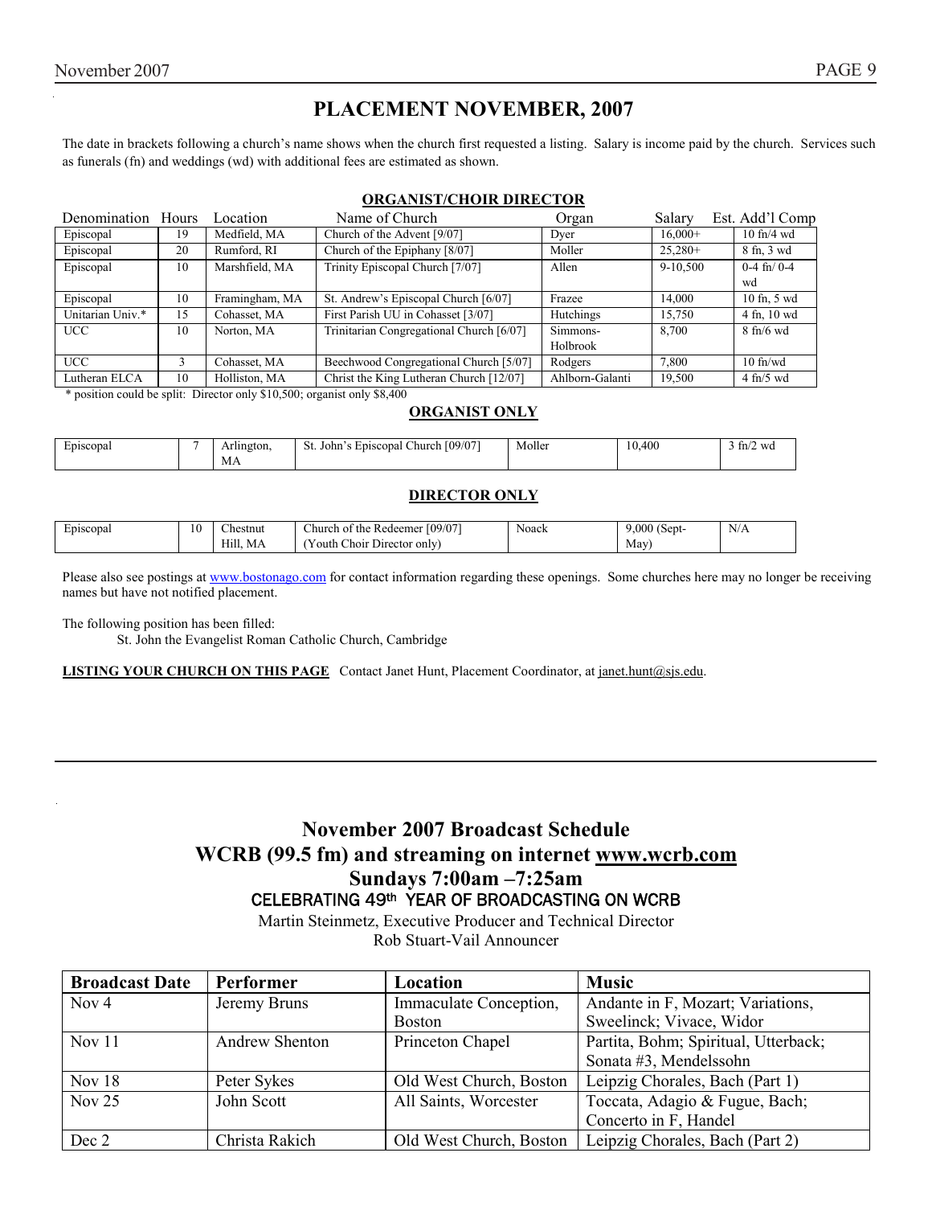# PLACEMENT NOVEMBER, 2007

The date in brackets following a church's name shows when the church first requested a listing. Salary is income paid by the church. Services such as funerals (fn) and weddings (wd) with additional fees are estimated as shown.

## ORGANIST/CHOIR DIRECTOR

| Denomination | Hours | Location | Name of Church | Organ | Salary | Est. Add'l Comp |
|---|---|---|---|---|---|---|
| Episcopal | 19 | Medfield, MA | Church of the Advent [9/07] | Dyer | 16,000+ | 10 fn/4 wd |
| Episcopal | 20 | Rumford, RI | Church of the Epiphany [8/07] | Moller | 25,280+ | 8 fn, 3 wd |
| Episcopal | 10 | Marshfield, MA | Trinity Episcopal Church [7/07] | Allen | 9-10,500 | 0-4 fn/ 0-4 wd |
| Episcopal | 10 | Framingham, MA | St. Andrew's Episcopal Church [6/07] | Frazee | 14,000 | 10 fn, 5 wd |
| Unitarian Univ.* | 15 | Cohasset, MA | First Parish UU in Cohasset [3/07] | Hutchings | 15,750 | 4 fn, 10 wd |
| UCC | 10 | Norton, MA | Trinitarian Congregational Church [6/07] | Simmons-Holbrook | 8,700 | 8 fn/6 wd |
| UCC | 3 | Cohasset, MA | Beechwood Congregational Church [5/07] | Rodgers | 7,800 | 10 fn/wd |
| Lutheran ELCA | 10 | Holliston, MA | Christ the King Lutheran Church [12/07] | Ahlborn-Galanti | 19,500 | 4 fn/5 wd |

\* position could be split: Director only $10,500; organist only $8,400

## ORGANIST ONLY

| Denomination | Hours | Location | Name of Church | Organ | Salary | Est. Add'l Comp |
|---|---|---|---|---|---|---|
| Episcopal | 7 | Arlington, MA | St. John's Episcopal Church [09/07] | Moller | 10,400 | 3 fn/2 wd |

## DIRECTOR ONLY

| Denomination | Hours | Location | Name of Church | Organ | Salary | Est. Add'l Comp |
|---|---|---|---|---|---|---|
| Episcopal | 10 | Chestnut Hill, MA | Church of the Redeemer [09/07] (Youth Choir Director only) | Noack | 9,000 (Sept-May) | N/A |

Please also see postings at www.bostonago.com for contact information regarding these openings. Some churches here may no longer be receiving names but have not notified placement.

The following position has been filled:

St. John the Evangelist Roman Catholic Church, Cambridge

**LISTING YOUR CHURCH ON THIS PAGE** Contact Janet Hunt, Placement Coordinator, at janet.hunt@sjs.edu.

---

# November 2007 Broadcast Schedule
# WCRB (99.5 fm) and streaming on internet www.wcrb.com
# Sundays 7:00am –7:25am

### CELEBRATING 49th YEAR OF BROADCASTING ON WCRB

Martin Steinmetz, Executive Producer and Technical Director
Rob Stuart-Vail Announcer

| Broadcast Date | Performer | Location | Music |
|---|---|---|---|
| Nov 4 | Jeremy Bruns | Immaculate Conception, Boston | Andante in F, Mozart; Variations, Sweelinck; Vivace, Widor |
| Nov 11 | Andrew Shenton | Princeton Chapel | Partita, Bohm; Spiritual, Utterback; Sonata #3, Mendelssohn |
| Nov 18 | Peter Sykes | Old West Church, Boston | Leipzig Chorales, Bach (Part 1) |
| Nov 25 | John Scott | All Saints, Worcester | Toccata, Adagio & Fugue, Bach; Concerto in F, Handel |
| Dec 2 | Christa Rakich | Old West Church, Boston | Leipzig Chorales, Bach (Part 2) |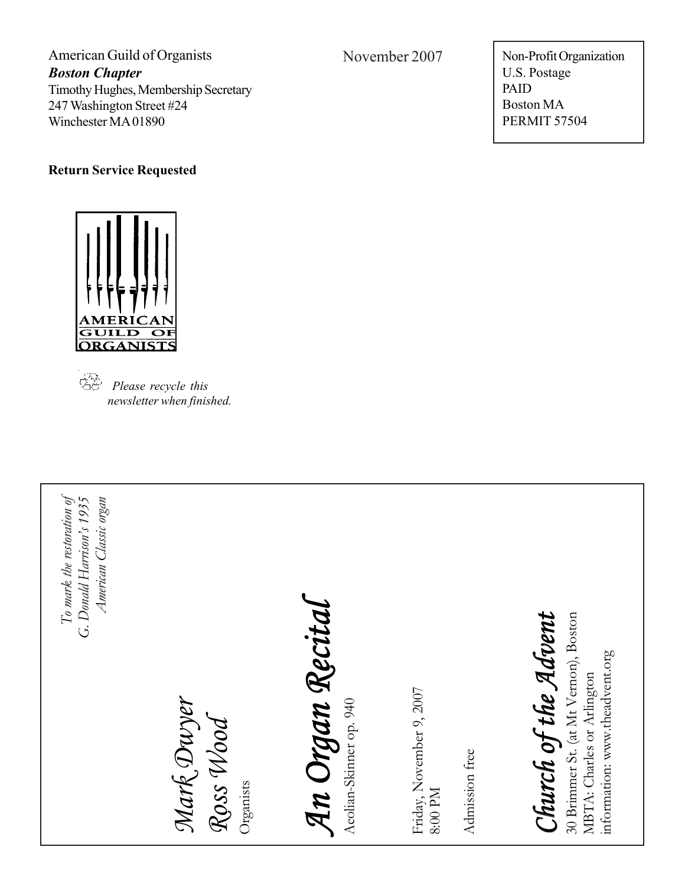American Guild of Organists
***Boston Chapter***
Timothy Hughes, Membership Secretary
247 Washington Street #24
Winchester MA 01890

November 2007

Non-Profit Organization
U.S. Postage
PAID
Boston MA
PERMIT 57504

**Return Service Requested**

AMERICAN GUILD OF ORGANISTS

*Please recycle this newsletter when finished.*

*To mark the restoration of G. Donald Harrison's 1935 American Classic organ*

*Mark Dwyer*
*Ross Wood*
Organists

# *An Organ Recital*

Aeolian-Skinner op. 940

Friday, November 9, 2007
8:00 PM

Admission free

## *Church of the Advent*

30 Brimmer St. (at Mt Vernon), Boston
MBTA: Charles or Arlington
information: www.theadvent.org